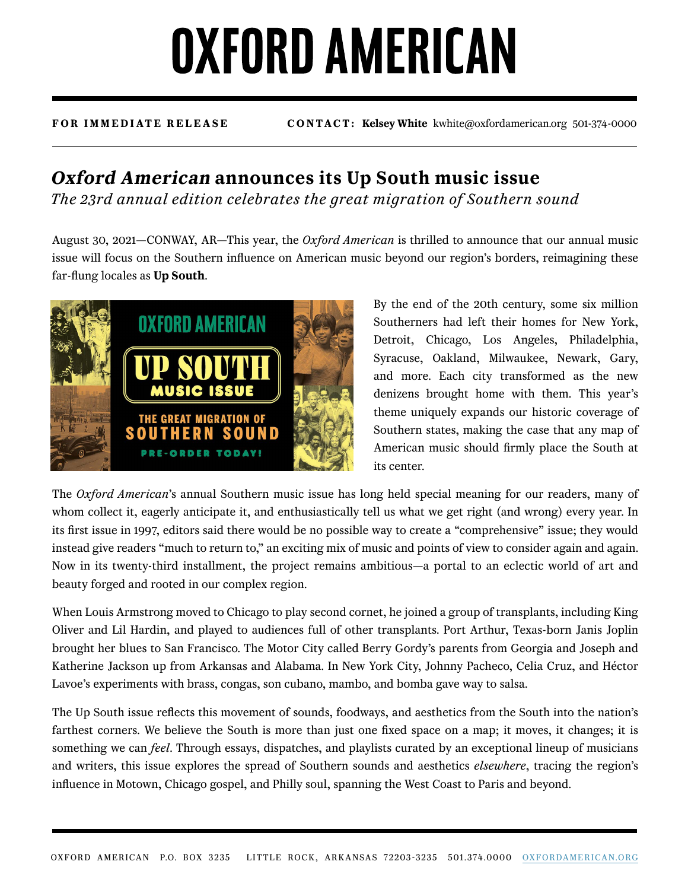# OXFORD AMERICAN

**FOR IMMEDIATE RELEASE** **CONTACT: Kelsey White** kwhite@oxfordamerican.org 501-374-0000

## *Oxford American* announces its Up South music issue

*The 23rd annual edition celebrates the great migration of Southern sound*

August 30, 2021—CONWAY, AR—This year, the *Oxford American* is thrilled to announce that our annual music issue will focus on the Southern influence on American music beyond our region's borders, reimagining these far-flung locales as **Up South**.

By the end of the 20th century, some six million Southerners had left their homes for New York, Detroit, Chicago, Los Angeles, Philadelphia, Syracuse, Oakland, Milwaukee, Newark, Gary, and more. Each city transformed as the new denizens brought home with them. This year's theme uniquely expands our historic coverage of Southern states, making the case that any map of American music should firmly place the South at its center.

The *Oxford American*'s annual Southern music issue has long held special meaning for our readers, many of whom collect it, eagerly anticipate it, and enthusiastically tell us what we get right (and wrong) every year. In its first issue in 1997, editors said there would be no possible way to create a "comprehensive" issue; they would instead give readers "much to return to," an exciting mix of music and points of view to consider again and again. Now in its twenty-third installment, the project remains ambitious—a portal to an eclectic world of art and beauty forged and rooted in our complex region.

When Louis Armstrong moved to Chicago to play second cornet, he joined a group of transplants, including King Oliver and Lil Hardin, and played to audiences full of other transplants. Port Arthur, Texas-born Janis Joplin brought her blues to San Francisco. The Motor City called Berry Gordy's parents from Georgia and Joseph and Katherine Jackson up from Arkansas and Alabama. In New York City, Johnny Pacheco, Celia Cruz, and Héctor Lavoe's experiments with brass, congas, son cubano, mambo, and bomba gave way to salsa.

The Up South issue reflects this movement of sounds, foodways, and aesthetics from the South into the nation's farthest corners. We believe the South is more than just one fixed space on a map; it moves, it changes; it is something we can *feel*. Through essays, dispatches, and playlists curated by an exceptional lineup of musicians and writers, this issue explores the spread of Southern sounds and aesthetics *elsewhere*, tracing the region's influence in Motown, Chicago gospel, and Philly soul, spanning the West Coast to Paris and beyond.

OXFORD AMERICAN P.O. BOX 3235 LITTLE ROCK, ARKANSAS 72203-3235 501.374.0000 OXFORDAMERICAN.ORG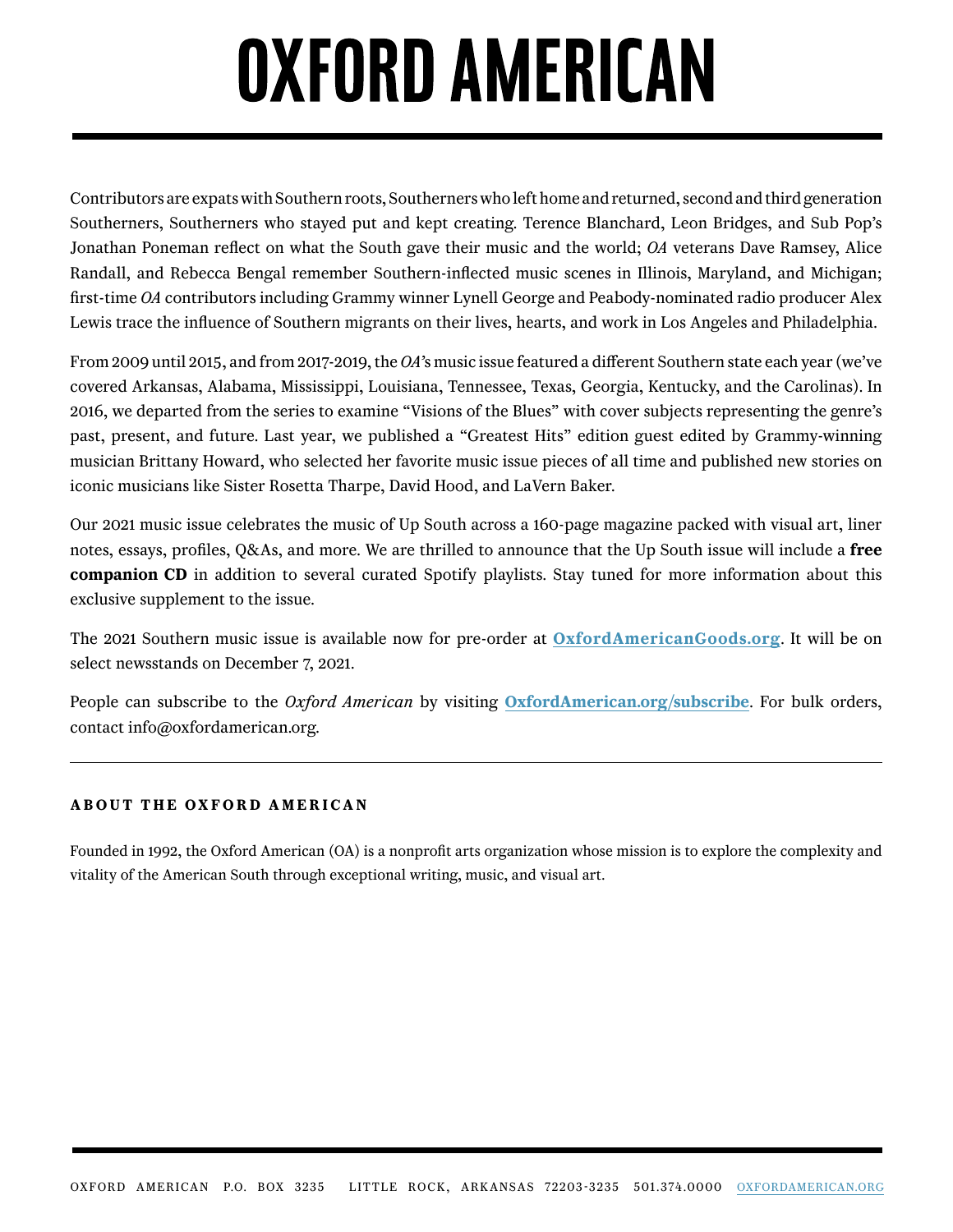# OXFORD AMERICAN

Contributors are expats with Southern roots, Southerners who left home and returned, second and third generation Southerners, Southerners who stayed put and kept creating. Terence Blanchard, Leon Bridges, and Sub Pop's Jonathan Poneman reflect on what the South gave their music and the world; *OA* veterans Dave Ramsey, Alice Randall, and Rebecca Bengal remember Southern-inflected music scenes in Illinois, Maryland, and Michigan; first-time *OA* contributors including Grammy winner Lynell George and Peabody-nominated radio producer Alex Lewis trace the influence of Southern migrants on their lives, hearts, and work in Los Angeles and Philadelphia.

From 2009 until 2015, and from 2017-2019, the *OA*'s music issue featured a different Southern state each year (we've covered Arkansas, Alabama, Mississippi, Louisiana, Tennessee, Texas, Georgia, Kentucky, and the Carolinas). In 2016, we departed from the series to examine "Visions of the Blues" with cover subjects representing the genre's past, present, and future. Last year, we published a "Greatest Hits" edition guest edited by Grammy-winning musician Brittany Howard, who selected her favorite music issue pieces of all time and published new stories on iconic musicians like Sister Rosetta Tharpe, David Hood, and LaVern Baker.

Our 2021 music issue celebrates the music of Up South across a 160-page magazine packed with visual art, liner notes, essays, profiles, Q&As, and more. We are thrilled to announce that the Up South issue will include a **free companion CD** in addition to several curated Spotify playlists. Stay tuned for more information about this exclusive supplement to the issue.

The 2021 Southern music issue is available now for pre-order at **OxfordAmericanGoods.org**. It will be on select newsstands on December 7, 2021.

People can subscribe to the *Oxford American* by visiting **OxfordAmerican.org/subscribe**. For bulk orders, contact info@oxfordamerican.org.

---

**ABOUT THE OXFORD AMERICAN**

Founded in 1992, the Oxford American (OA) is a nonprofit arts organization whose mission is to explore the complexity and vitality of the American South through exceptional writing, music, and visual art.

OXFORD AMERICAN P.O. BOX 3235 LITTLE ROCK, ARKANSAS 72203-3235 501.374.0000 OXFORDAMERICAN.ORG